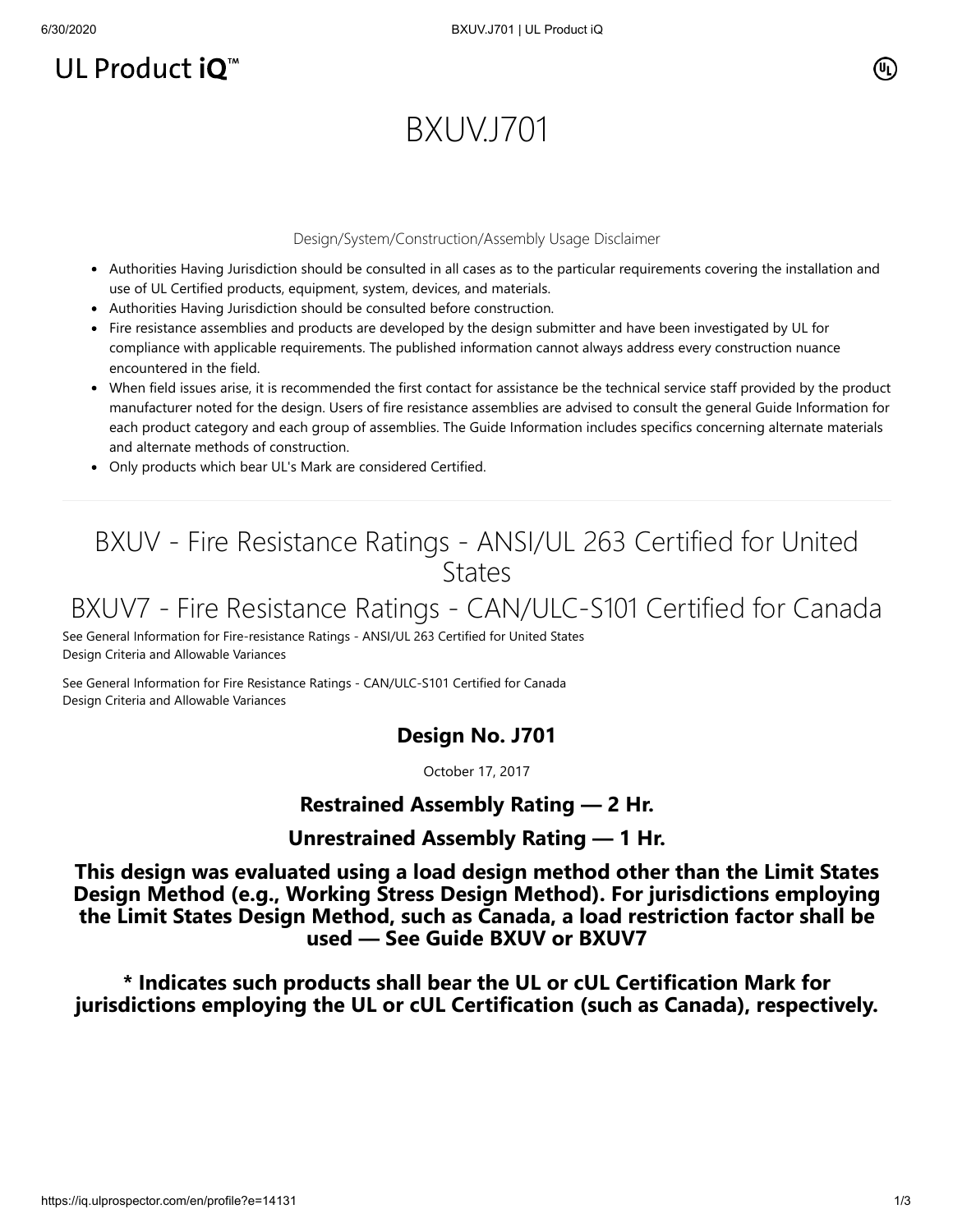UL Product iQ™

# BXUV.J701

Design/System/Construction/Assembly Usage Disclaimer

- Authorities Having Jurisdiction should be consulted in all cases as to the particular requirements covering the installation and use of UL Certified products, equipment, system, devices, and materials.
- Authorities Having Jurisdiction should be consulted before construction.
- Fire resistance assemblies and products are developed by the design submitter and have been investigated by UL for compliance with applicable requirements. The published information cannot always address every construction nuance encountered in the field.
- When field issues arise, it is recommended the first contact for assistance be the technical service staff provided by the product manufacturer noted for the design. Users of fire resistance assemblies are advised to consult the general Guide Information for each product category and each group of assemblies. The Guide Information includes specifics concerning alternate materials and alternate methods of construction.
- Only products which bear UL's Mark are considered Certified.

---

## BXUV - Fire Resistance Ratings - ANSI/UL 263 Certified for United States

## BXUV7 - Fire Resistance Ratings - CAN/ULC-S101 Certified for Canada

See General Information for Fire-resistance Ratings - ANSI/UL 263 Certified for United States
Design Criteria and Allowable Variances

See General Information for Fire Resistance Ratings - CAN/ULC-S101 Certified for Canada
Design Criteria and Allowable Variances

### Design No. J701

October 17, 2017

### Restrained Assembly Rating — 2 Hr.

### Unrestrained Assembly Rating — 1 Hr.

### This design was evaluated using a load design method other than the Limit States Design Method (e.g., Working Stress Design Method). For jurisdictions employing the Limit States Design Method, such as Canada, a load restriction factor shall be used — See Guide BXUV or BXUV7

### * Indicates such products shall bear the UL or cUL Certification Mark for jurisdictions employing the UL or cUL Certification (such as Canada), respectively.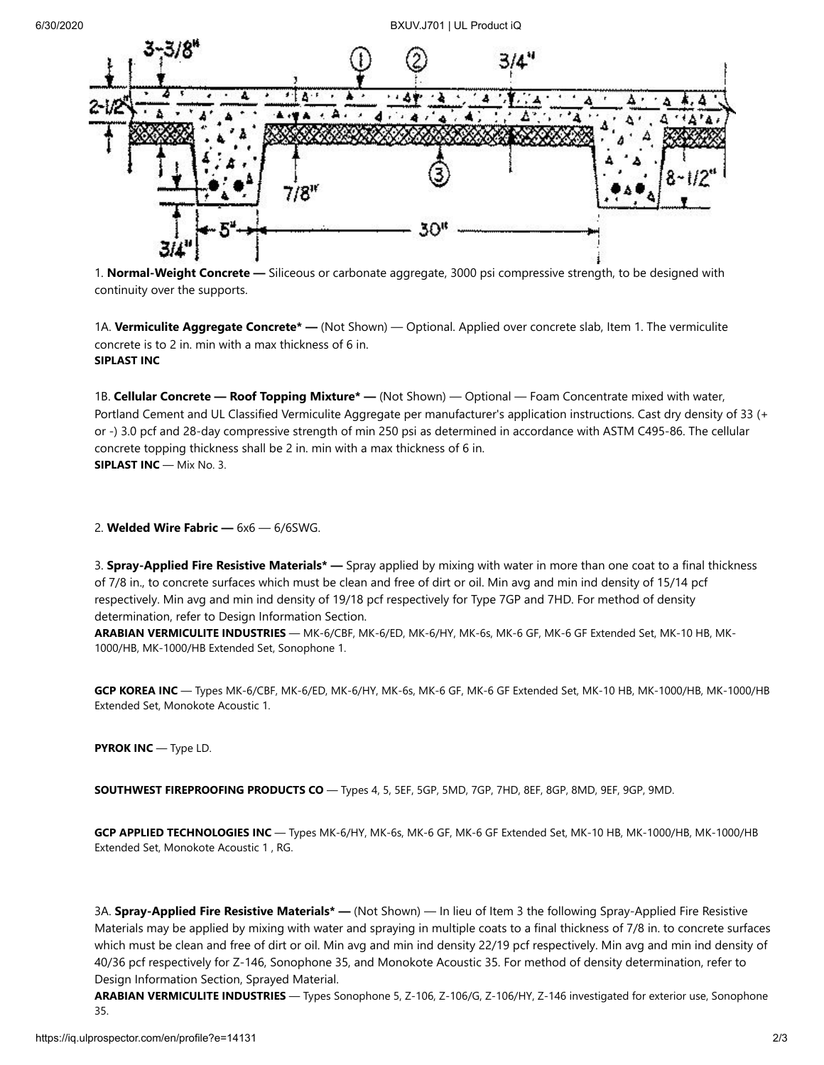1. **Normal-Weight Concrete —** Siliceous or carbonate aggregate, 3000 psi compressive strength, to be designed with continuity over the supports.

1A. **Vermiculite Aggregate Concrete* —** (Not Shown) — Optional. Applied over concrete slab, Item 1. The vermiculite concrete is to 2 in. min with a max thickness of 6 in.
**SIPLAST INC**

1B. **Cellular Concrete — Roof Topping Mixture* —** (Not Shown) — Optional — Foam Concentrate mixed with water, Portland Cement and UL Classified Vermiculite Aggregate per manufacturer's application instructions. Cast dry density of 33 (+ or -) 3.0 pcf and 28-day compressive strength of min 250 psi as determined in accordance with ASTM C495-86. The cellular concrete topping thickness shall be 2 in. min with a max thickness of 6 in.
**SIPLAST INC** — Mix No. 3.

2. **Welded Wire Fabric —** 6x6 — 6/6SWG.

3. **Spray-Applied Fire Resistive Materials* —** Spray applied by mixing with water in more than one coat to a final thickness of 7/8 in., to concrete surfaces which must be clean and free of dirt or oil. Min avg and min ind density of 15/14 pcf respectively. Min avg and min ind density of 19/18 pcf respectively for Type 7GP and 7HD. For method of density determination, refer to Design Information Section.
**ARABIAN VERMICULITE INDUSTRIES** — MK-6/CBF, MK-6/ED, MK-6/HY, MK-6s, MK-6 GF, MK-6 GF Extended Set, MK-10 HB, MK-1000/HB, MK-1000/HB Extended Set, Sonophone 1.

**GCP KOREA INC** — Types MK-6/CBF, MK-6/ED, MK-6/HY, MK-6s, MK-6 GF, MK-6 GF Extended Set, MK-10 HB, MK-1000/HB, MK-1000/HB Extended Set, Monokote Acoustic 1.

**PYROK INC** — Type LD.

**SOUTHWEST FIREPROOFING PRODUCTS CO** — Types 4, 5, 5EF, 5GP, 5MD, 7GP, 7HD, 8EF, 8GP, 8MD, 9EF, 9GP, 9MD.

**GCP APPLIED TECHNOLOGIES INC** — Types MK-6/HY, MK-6s, MK-6 GF, MK-6 GF Extended Set, MK-10 HB, MK-1000/HB, MK-1000/HB Extended Set, Monokote Acoustic 1 , RG.

3A. **Spray-Applied Fire Resistive Materials* —** (Not Shown) — In lieu of Item 3 the following Spray-Applied Fire Resistive Materials may be applied by mixing with water and spraying in multiple coats to a final thickness of 7/8 in. to concrete surfaces which must be clean and free of dirt or oil. Min avg and min ind density 22/19 pcf respectively. Min avg and min ind density of 40/36 pcf respectively for Z-146, Sonophone 35, and Monokote Acoustic 35. For method of density determination, refer to Design Information Section, Sprayed Material.
**ARABIAN VERMICULITE INDUSTRIES** — Types Sonophone 5, Z-106, Z-106/G, Z-106/HY, Z-146 investigated for exterior use, Sonophone 35.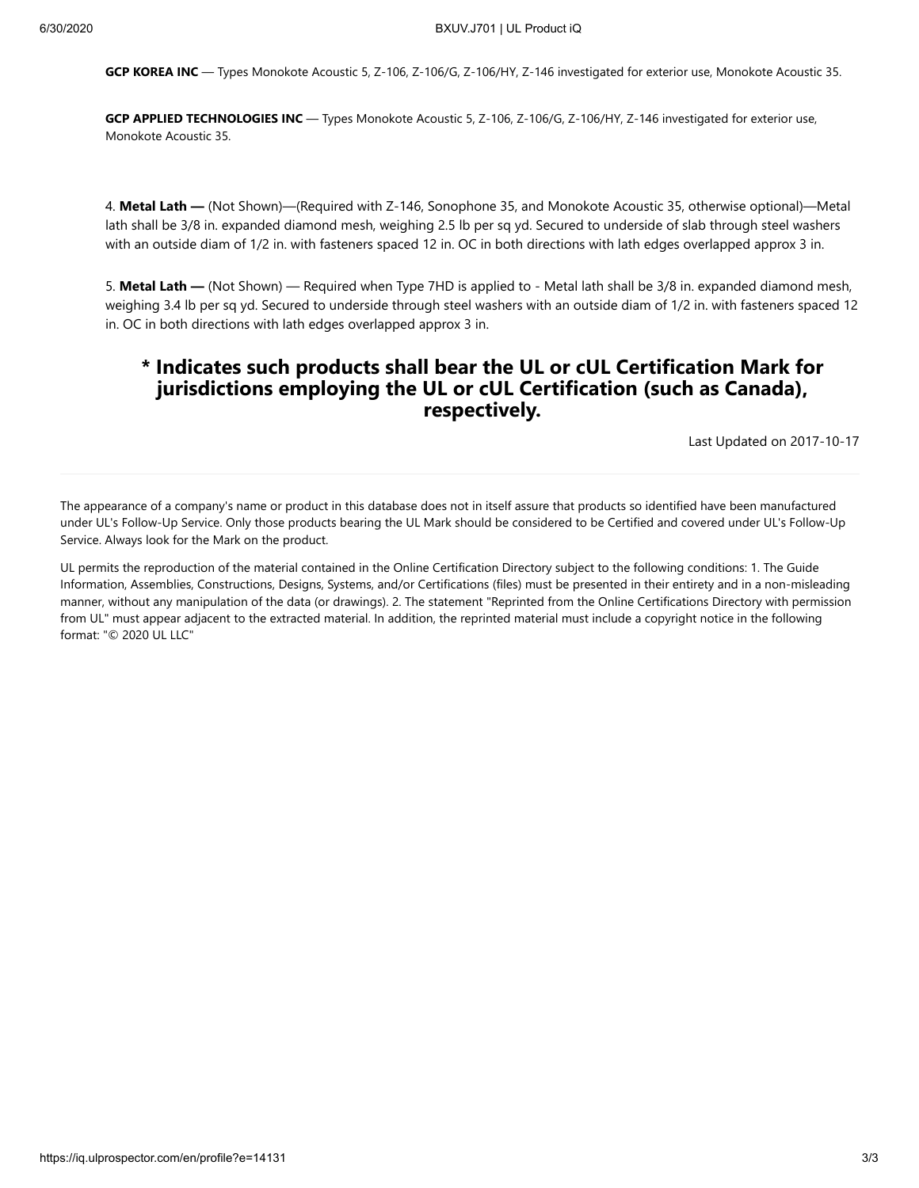**GCP KOREA INC** — Types Monokote Acoustic 5, Z-106, Z-106/G, Z-106/HY, Z-146 investigated for exterior use, Monokote Acoustic 35.

**GCP APPLIED TECHNOLOGIES INC** — Types Monokote Acoustic 5, Z-106, Z-106/G, Z-106/HY, Z-146 investigated for exterior use, Monokote Acoustic 35.

4. **Metal Lath —** (Not Shown)—(Required with Z-146, Sonophone 35, and Monokote Acoustic 35, otherwise optional)—Metal lath shall be 3/8 in. expanded diamond mesh, weighing 2.5 lb per sq yd. Secured to underside of slab through steel washers with an outside diam of 1/2 in. with fasteners spaced 12 in. OC in both directions with lath edges overlapped approx 3 in.

5. **Metal Lath —** (Not Shown) — Required when Type 7HD is applied to - Metal lath shall be 3/8 in. expanded diamond mesh, weighing 3.4 lb per sq yd. Secured to underside through steel washers with an outside diam of 1/2 in. with fasteners spaced 12 in. OC in both directions with lath edges overlapped approx 3 in.

## * Indicates such products shall bear the UL or cUL Certification Mark for jurisdictions employing the UL or cUL Certification (such as Canada), respectively.

Last Updated on 2017-10-17

---

The appearance of a company's name or product in this database does not in itself assure that products so identified have been manufactured under UL's Follow-Up Service. Only those products bearing the UL Mark should be considered to be Certified and covered under UL's Follow-Up Service. Always look for the Mark on the product.

UL permits the reproduction of the material contained in the Online Certification Directory subject to the following conditions: 1. The Guide Information, Assemblies, Constructions, Designs, Systems, and/or Certifications (files) must be presented in their entirety and in a non-misleading manner, without any manipulation of the data (or drawings). 2. The statement "Reprinted from the Online Certifications Directory with permission from UL" must appear adjacent to the extracted material. In addition, the reprinted material must include a copyright notice in the following format: "© 2020 UL LLC"